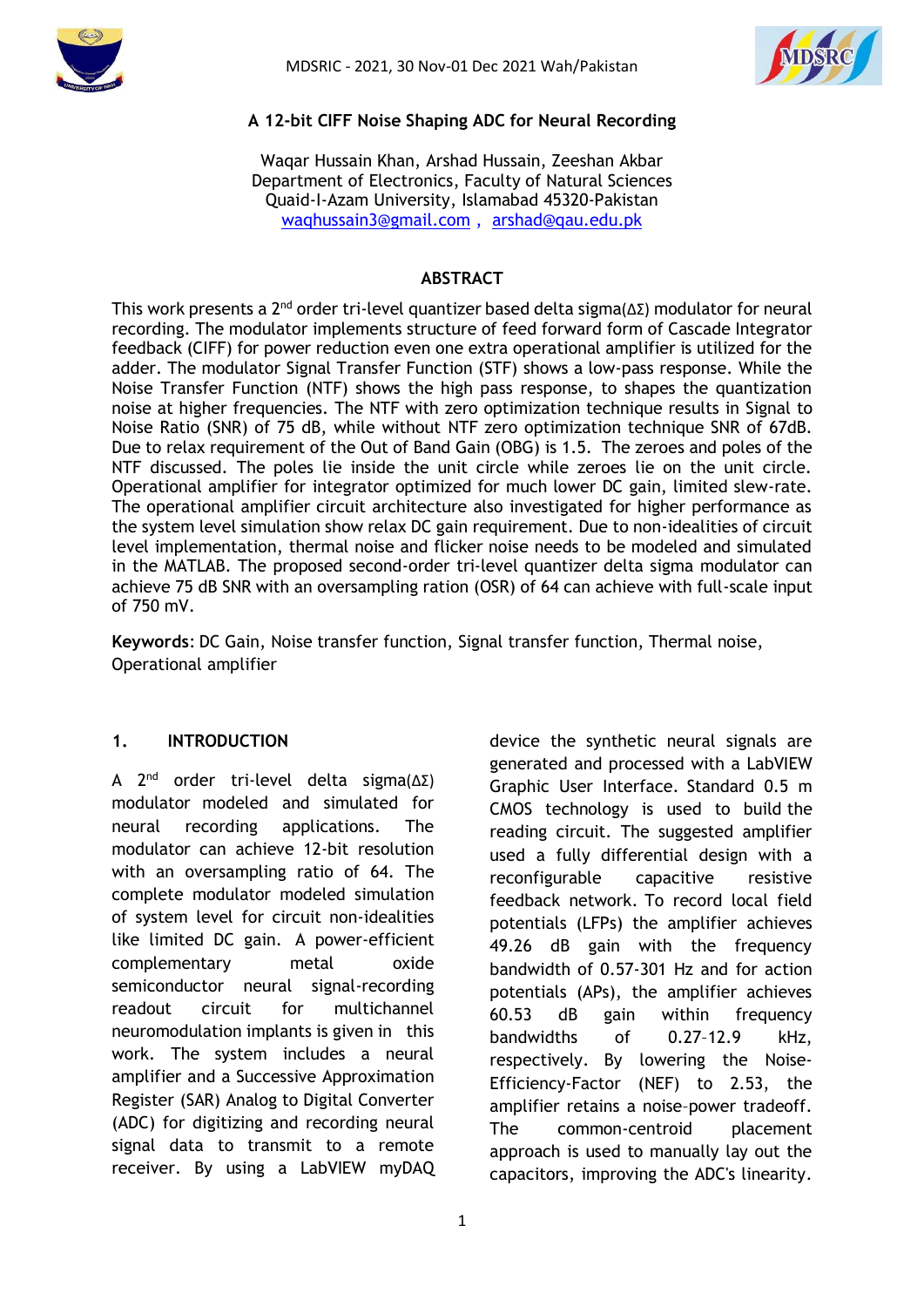# A 12-bit CIFF Noise Shaping ADC for Neural Recording

Waqar Hussain Khan, Arshad Hussain, Zeeshan Akbar
Department of Electronics, Faculty of Natural Sciences
Quaid-I-Azam University, Islamabad 45320-Pakistan
waqhussain3@gmail.com , arshad@qau.edu.pk

## ABSTRACT

This work presents a 2nd order tri-level quantizer based delta sigma(ΔΣ) modulator for neural recording. The modulator implements structure of feed forward form of Cascade Integrator feedback (CIFF) for power reduction even one extra operational amplifier is utilized for the adder. The modulator Signal Transfer Function (STF) shows a low-pass response. While the Noise Transfer Function (NTF) shows the high pass response, to shapes the quantization noise at higher frequencies. The NTF with zero optimization technique results in Signal to Noise Ratio (SNR) of 75 dB, while without NTF zero optimization technique SNR of 67dB. Due to relax requirement of the Out of Band Gain (OBG) is 1.5. The zeroes and poles of the NTF discussed. The poles lie inside the unit circle while zeroes lie on the unit circle. Operational amplifier for integrator optimized for much lower DC gain, limited slew-rate. The operational amplifier circuit architecture also investigated for higher performance as the system level simulation show relax DC gain requirement. Due to non-idealities of circuit level implementation, thermal noise and flicker noise needs to be modeled and simulated in the MATLAB. The proposed second-order tri-level quantizer delta sigma modulator can achieve 75 dB SNR with an oversampling ration (OSR) of 64 can achieve with full-scale input of 750 mV.

**Keywords**: DC Gain, Noise transfer function, Signal transfer function, Thermal noise, Operational amplifier

## 1. INTRODUCTION

A 2nd order tri-level delta sigma(ΔΣ) modulator modeled and simulated for neural recording applications. The modulator can achieve 12-bit resolution with an oversampling ratio of 64. The complete modulator modeled simulation of system level for circuit non-idealities like limited DC gain. A power-efficient complementary metal oxide semiconductor neural signal-recording readout circuit for multichannel neuromodulation implants is given in this work. The system includes a neural amplifier and a Successive Approximation Register (SAR) Analog to Digital Converter (ADC) for digitizing and recording neural signal data to transmit to a remote receiver. By using a LabVIEW myDAQ device the synthetic neural signals are generated and processed with a LabVIEW Graphic User Interface. Standard 0.5 m CMOS technology is used to build the reading circuit. The suggested amplifier used a fully differential design with a reconfigurable capacitive resistive feedback network. To record local field potentials (LFPs) the amplifier achieves 49.26 dB gain with the frequency bandwidth of 0.57-301 Hz and for action potentials (APs), the amplifier achieves 60.53 dB gain within frequency bandwidths of 0.27–12.9 kHz, respectively. By lowering the Noise-Efficiency-Factor (NEF) to 2.53, the amplifier retains a noise–power tradeoff. The common-centroid placement approach is used to manually lay out the capacitors, improving the ADC's linearity.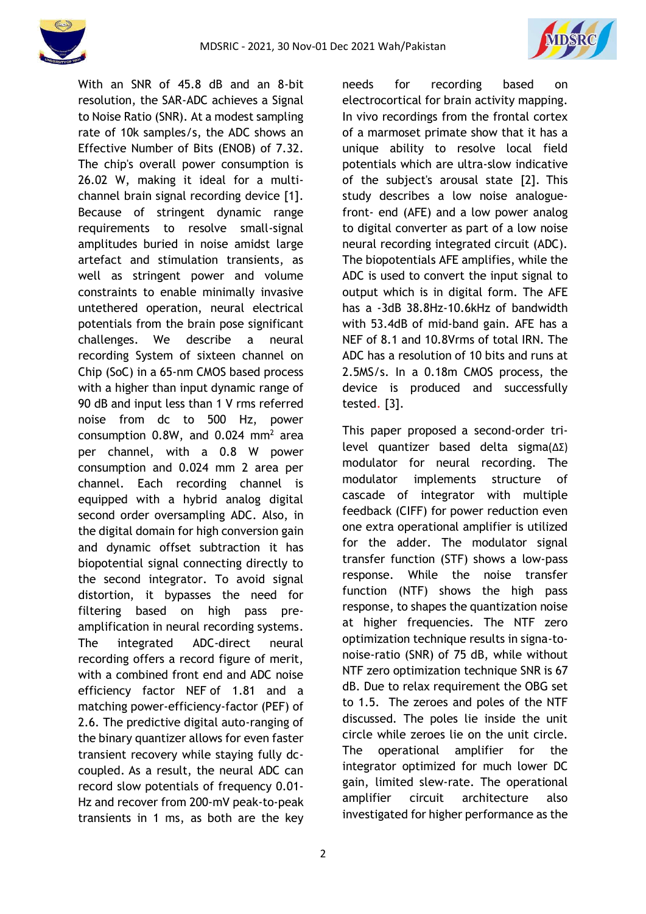With an SNR of 45.8 dB and an 8-bit resolution, the SAR-ADC achieves a Signal to Noise Ratio (SNR). At a modest sampling rate of 10k samples/s, the ADC shows an Effective Number of Bits (ENOB) of 7.32. The chip's overall power consumption is 26.02 W, making it ideal for a multi-channel brain signal recording device [1]. Because of stringent dynamic range requirements to resolve small-signal amplitudes buried in noise amidst large artefact and stimulation transients, as well as stringent power and volume constraints to enable minimally invasive untethered operation, neural electrical potentials from the brain pose significant challenges. We describe a neural recording System of sixteen channel on Chip (SoC) in a 65-nm CMOS based process with a higher than input dynamic range of 90 dB and input less than 1 V rms referred noise from dc to 500 Hz, power consumption 0.8W, and 0.024 $mm^2$ area per channel, with a 0.8 W power consumption and 0.024 mm 2 area per channel. Each recording channel is equipped with a hybrid analog digital second order oversampling ADC. Also, in the digital domain for high conversion gain and dynamic offset subtraction it has biopotential signal connecting directly to the second integrator. To avoid signal distortion, it bypasses the need for filtering based on high pass pre-amplification in neural recording systems. The integrated ADC-direct neural recording offers a record figure of merit, with a combined front end and ADC noise efficiency factor NEF of 1.81 and a matching power-efficiency-factor (PEF) of 2.6. The predictive digital auto-ranging of the binary quantizer allows for even faster transient recovery while staying fully dc-coupled. As a result, the neural ADC can record slow potentials of frequency 0.01-Hz and recover from 200-mV peak-to-peak transients in 1 ms, as both are the key needs for recording based on electrocortical for brain activity mapping. In vivo recordings from the frontal cortex of a marmoset primate show that it has a unique ability to resolve local field potentials which are ultra-slow indicative of the subject's arousal state [2]. This study describes a low noise analogue-front- end (AFE) and a low power analog to digital converter as part of a low noise neural recording integrated circuit (ADC). The biopotentials AFE amplifies, while the ADC is used to convert the input signal to output which is in digital form. The AFE has a -3dB 38.8Hz-10.6kHz of bandwidth with 53.4dB of mid-band gain. AFE has a NEF of 8.1 and 10.8Vrms of total IRN. The ADC has a resolution of 10 bits and runs at 2.5MS/s. In a 0.18m CMOS process, the device is produced and successfully tested. [3].

This paper proposed a second-order tri-level quantizer based delta sigma(ΔΣ) modulator for neural recording. The modulator implements structure of cascade of integrator with multiple feedback (CIFF) for power reduction even one extra operational amplifier is utilized for the adder. The modulator signal transfer function (STF) shows a low-pass response. While the noise transfer function (NTF) shows the high pass response, to shapes the quantization noise at higher frequencies. The NTF zero optimization technique results in signa-to-noise-ratio (SNR) of 75 dB, while without NTF zero optimization technique SNR is 67 dB. Due to relax requirement the OBG set to 1.5. The zeroes and poles of the NTF discussed. The poles lie inside the unit circle while zeroes lie on the unit circle. The operational amplifier for the integrator optimized for much lower DC gain, limited slew-rate. The operational amplifier circuit architecture also investigated for higher performance as the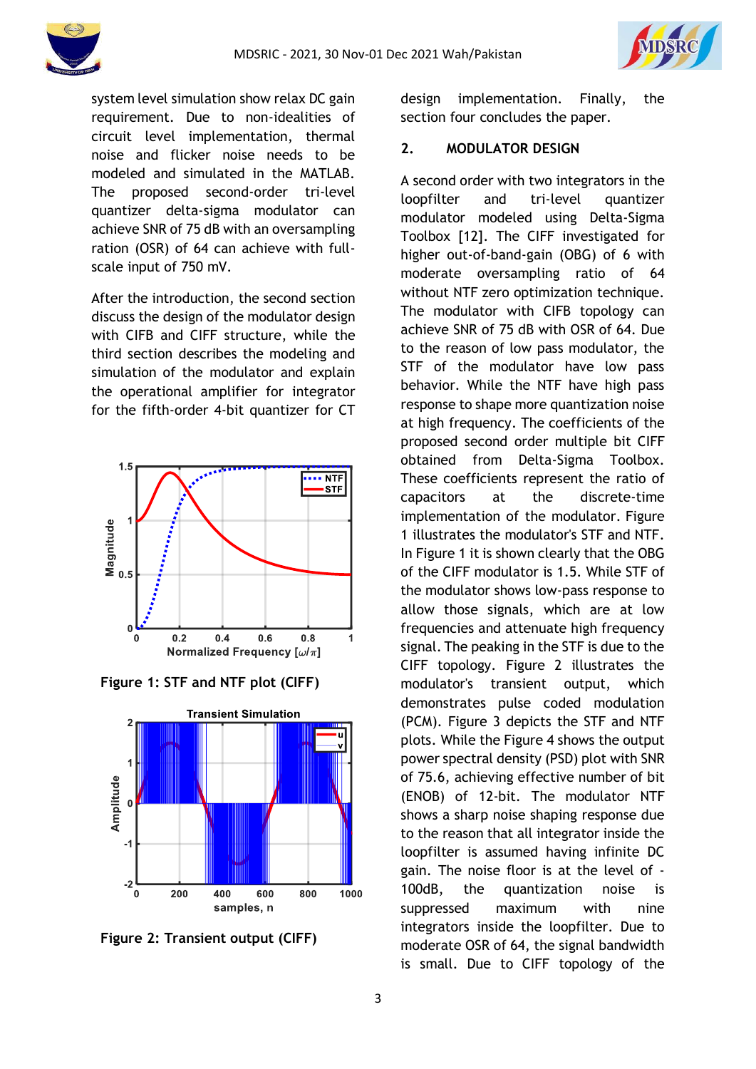system level simulation show relax DC gain requirement. Due to non-idealities of circuit level implementation, thermal noise and flicker noise needs to be modeled and simulated in the MATLAB. The proposed second-order tri-level quantizer delta-sigma modulator can achieve SNR of 75 dB with an oversampling ration (OSR) of 64 can achieve with full-scale input of 750 mV.

After the introduction, the second section discuss the design of the modulator design with CIFB and CIFF structure, while the third section describes the modeling and simulation of the modulator and explain the operational amplifier for integrator for the fifth-order 4-bit quantizer for CT design implementation. Finally, the section four concludes the paper.

Figure 1: STF and NTF plot (CIFF)

Figure 2: Transient output (CIFF)

## 2. MODULATOR DESIGN

A second order with two integrators in the loopfilter and tri-level quantizer modulator modeled using Delta-Sigma Toolbox [12]. The CIFF investigated for higher out-of-band-gain (OBG) of 6 with moderate oversampling ratio of 64 without NTF zero optimization technique. The modulator with CIFB topology can achieve SNR of 75 dB with OSR of 64. Due to the reason of low pass modulator, the STF of the modulator have low pass behavior. While the NTF have high pass response to shape more quantization noise at high frequency. The coefficients of the proposed second order multiple bit CIFF obtained from Delta-Sigma Toolbox. These coefficients represent the ratio of capacitors at the discrete-time implementation of the modulator. Figure 1 illustrates the modulator's STF and NTF. In Figure 1 it is shown clearly that the OBG of the CIFF modulator is 1.5. While STF of the modulator shows low-pass response to allow those signals, which are at low frequencies and attenuate high frequency signal. The peaking in the STF is due to the CIFF topology. Figure 2 illustrates the modulator's transient output, which demonstrates pulse coded modulation (PCM). Figure 3 depicts the STF and NTF plots. While the Figure 4 shows the output power spectral density (PSD) plot with SNR of 75.6, achieving effective number of bit (ENOB) of 12-bit. The modulator NTF shows a sharp noise shaping response due to the reason that all integrator inside the loopfilter is assumed having infinite DC gain. The noise floor is at the level of -100dB, the quantization noise is suppressed maximum with nine integrators inside the loopfilter. Due to moderate OSR of 64, the signal bandwidth is small. Due to CIFF topology of the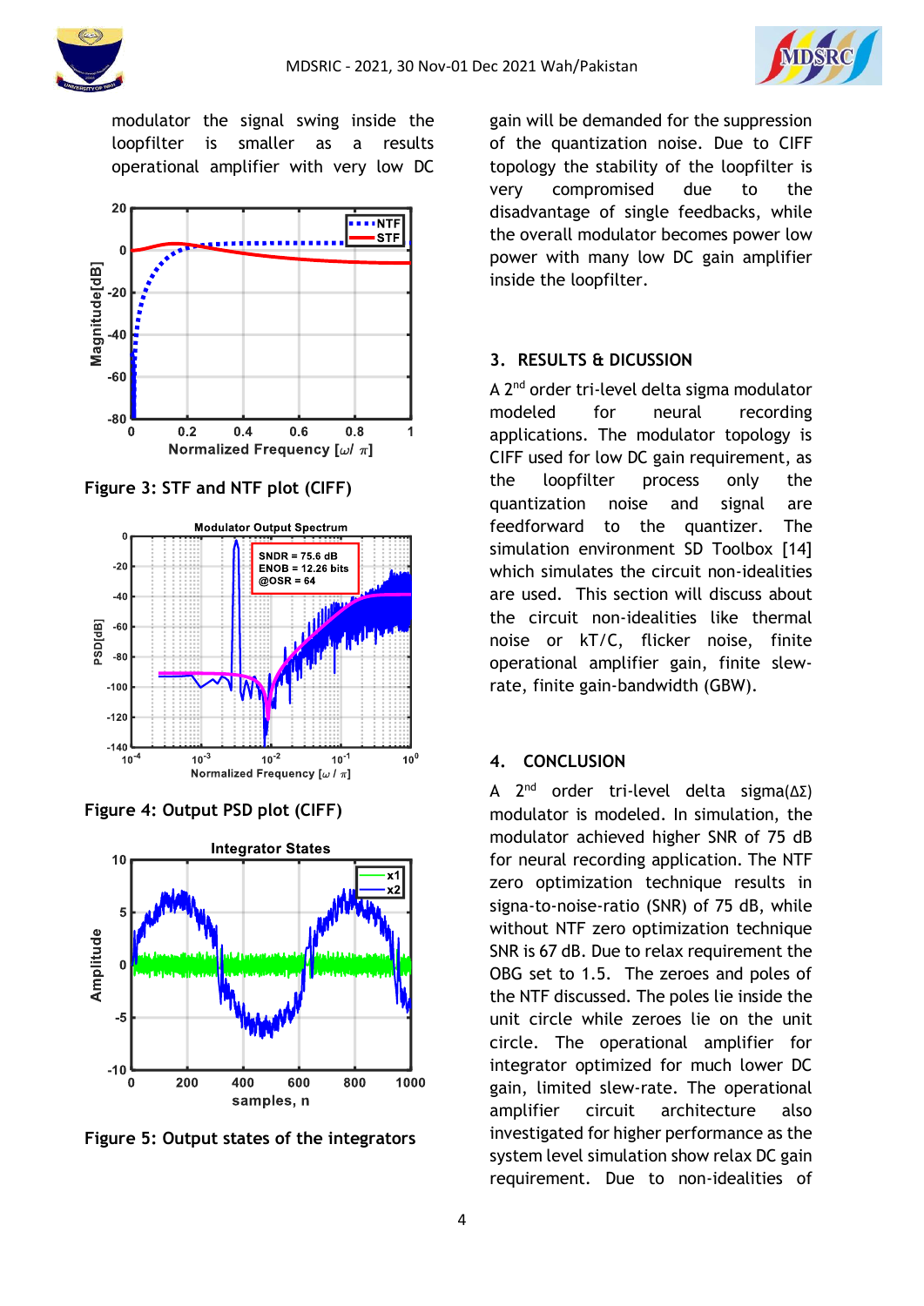modulator the signal swing inside the loopfilter is smaller as a results operational amplifier with very low DC

Figure 3: STF and NTF plot (CIFF)

Figure 4: Output PSD plot (CIFF)

Figure 5: Output states of the integrators

gain will be demanded for the suppression of the quantization noise. Due to CIFF topology the stability of the loopfilter is very compromised due to the disadvantage of single feedbacks, while the overall modulator becomes power low power with many low DC gain amplifier inside the loopfilter.

## 3. RESULTS & DICUSSION

A 2[nd] order tri-level delta sigma modulator modeled for neural recording applications. The modulator topology is CIFF used for low DC gain requirement, as the loopfilter process only the quantization noise and signal are feedforward to the quantizer. The simulation environment SD Toolbox [14] which simulates the circuit non-idealities are used. This section will discuss about the circuit non-idealities like thermal noise or kT/C, flicker noise, finite operational amplifier gain, finite slew-rate, finite gain-bandwidth (GBW).

## 4. CONCLUSION

A 2[nd] order tri-level delta sigma($\Delta\Sigma$) modulator is modeled. In simulation, the modulator achieved higher SNR of 75 dB for neural recording application. The NTF zero optimization technique results in signa-to-noise-ratio (SNR) of 75 dB, while without NTF zero optimization technique SNR is 67 dB. Due to relax requirement the OBG set to 1.5. The zeroes and poles of the NTF discussed. The poles lie inside the unit circle while zeroes lie on the unit circle. The operational amplifier for integrator optimized for much lower DC gain, limited slew-rate. The operational amplifier circuit architecture also investigated for higher performance as the system level simulation show relax DC gain requirement. Due to non-idealities of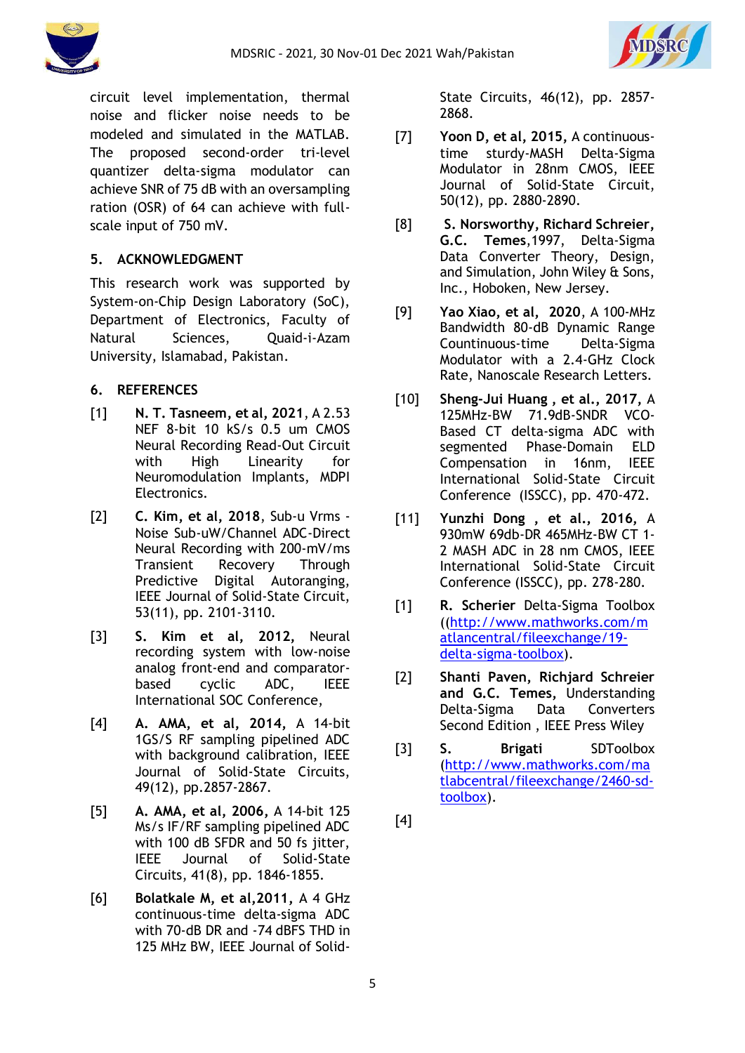circuit level implementation, thermal noise and flicker noise needs to be modeled and simulated in the MATLAB. The proposed second-order tri-level quantizer delta-sigma modulator can achieve SNR of 75 dB with an oversampling ration (OSR) of 64 can achieve with full-scale input of 750 mV.

## 5. ACKNOWLEDGMENT

This research work was supported by System-on-Chip Design Laboratory (SoC), Department of Electronics, Faculty of Natural Sciences, Quaid-i-Azam University, Islamabad, Pakistan.

## 6. REFERENCES

[1] **N. T. Tasneem, et al, 2021**, A 2.53 NEF 8-bit 10 kS/s 0.5 um CMOS Neural Recording Read-Out Circuit with High Linearity for Neuromodulation Implants, MDPI Electronics.

[2] **C. Kim, et al, 2018**, Sub-u Vrms -Noise Sub-uW/Channel ADC-Direct Neural Recording with 200-mV/ms Transient Recovery Through Predictive Digital Autoranging, IEEE Journal of Solid-State Circuit, 53(11), pp. 2101-3110.

[3] **S. Kim et al, 2012,** Neural recording system with low-noise analog front-end and comparator-based cyclic ADC, IEEE International SOC Conference,

[4] **A. AMA, et al, 2014,** A 14-bit 1GS/S RF sampling pipelined ADC with background calibration, IEEE Journal of Solid-State Circuits, 49(12), pp.2857-2867.

[5] **A. AMA, et al, 2006,** A 14-bit 125 Ms/s IF/RF sampling pipelined ADC with 100 dB SFDR and 50 fs jitter, IEEE Journal of Solid-State Circuits, 41(8), pp. 1846-1855.

[6] **Bolatkale M, et al,2011,** A 4 GHz continuous-time delta-sigma ADC with 70-dB DR and -74 dBFS THD in 125 MHz BW, IEEE Journal of Solid-State Circuits, 46(12), pp. 2857-2868.

[7] **Yoon D, et al, 2015,** A continuous-time sturdy-MASH Delta-Sigma Modulator in 28nm CMOS, IEEE Journal of Solid-State Circuit, 50(12), pp. 2880-2890.

[8] **S. Norsworthy, Richard Schreier, G.C. Temes**,1997, Delta-Sigma Data Converter Theory, Design, and Simulation, John Wiley & Sons, Inc., Hoboken, New Jersey.

[9] **Yao Xiao, et al, 2020**, A 100-MHz Bandwidth 80-dB Dynamic Range Countinuous-time Delta-Sigma Modulator with a 2.4-GHz Clock Rate, Nanoscale Research Letters.

[10] **Sheng-Jui Huang , et al., 2017,** A 125MHz-BW 71.9dB-SNDR VCO-Based CT delta-sigma ADC with segmented Phase-Domain ELD Compensation in 16nm, IEEE International Solid-State Circuit Conference (ISSCC), pp. 470-472.

[11] **Yunzhi Dong , et al., 2016,** A 930mW 69db-DR 465MHz-BW CT 1-2 MASH ADC in 28 nm CMOS, IEEE International Solid-State Circuit Conference (ISSCC), pp. 278-280.

[1] **R. Scherier** Delta-Sigma Toolbox ((http://www.mathworks.com/matlancentral/fileexchange/19-delta-sigma-toolbox).

[2] **Shanti Paven, Richjard Schreier and G.C. Temes,** Understanding Delta-Sigma Data Converters Second Edition , IEEE Press Wiley

[3] **S. Brigati** SDToolbox (http://www.mathworks.com/matlabcentral/fileexchange/2460-sd-toolbox).

[4]